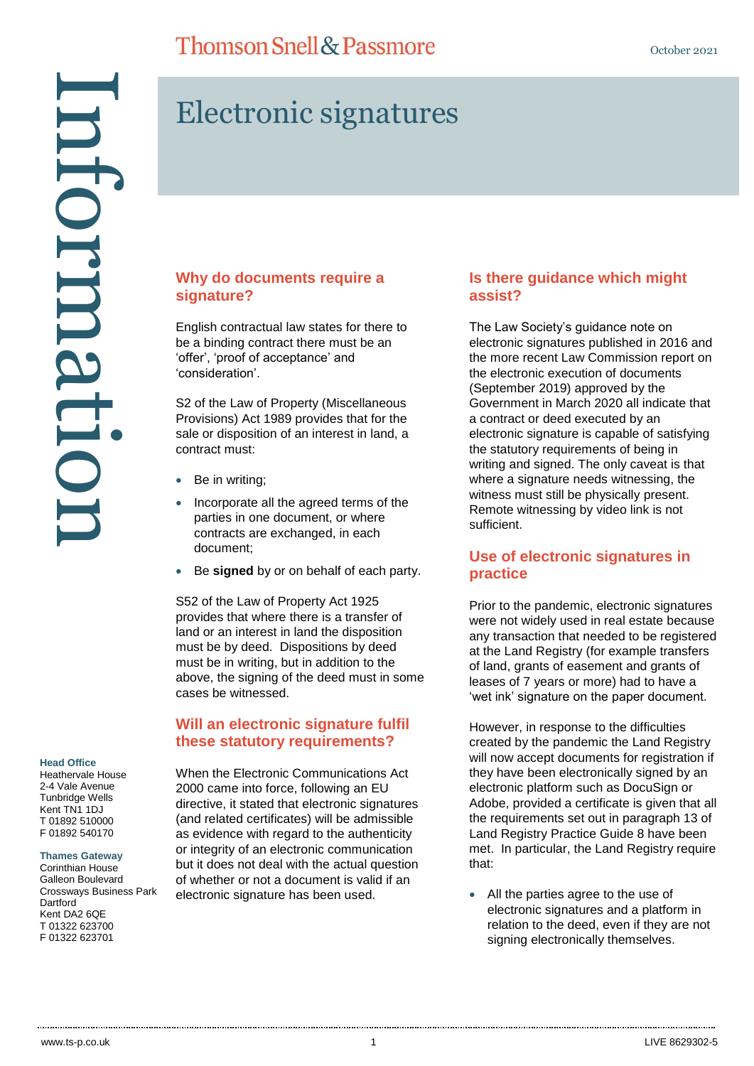# Electronic signatures

## Why do documents require a signature?

English contractual law states for there to be a binding contract there must be an 'offer', 'proof of acceptance' and 'consideration'.

S2 of the Law of Property (Miscellaneous Provisions) Act 1989 provides that for the sale or disposition of an interest in land, a contract must:

- Be in writing;
- Incorporate all the agreed terms of the parties in one document, or where contracts are exchanged, in each document;
- Be **signed** by or on behalf of each party.

S52 of the Law of Property Act 1925 provides that where there is a transfer of land or an interest in land the disposition must be by deed. Dispositions by deed must be in writing, but in addition to the above, the signing of the deed must in some cases be witnessed.

## Will an electronic signature fulfil these statutory requirements?

When the Electronic Communications Act 2000 came into force, following an EU directive, it stated that electronic signatures (and related certificates) will be admissible as evidence with regard to the authenticity or integrity of an electronic communication but it does not deal with the actual question of whether or not a document is valid if an electronic signature has been used.

## Is there guidance which might assist?

The Law Society's guidance note on electronic signatures published in 2016 and the more recent Law Commission report on the electronic execution of documents (September 2019) approved by the Government in March 2020 all indicate that a contract or deed executed by an electronic signature is capable of satisfying the statutory requirements of being in writing and signed. The only caveat is that where a signature needs witnessing, the witness must still be physically present. Remote witnessing by video link is not sufficient.

## Use of electronic signatures in practice

Prior to the pandemic, electronic signatures were not widely used in real estate because any transaction that needed to be registered at the Land Registry (for example transfers of land, grants of easement and grants of leases of 7 years or more) had to have a 'wet ink' signature on the paper document.

However, in response to the difficulties created by the pandemic the Land Registry will now accept documents for registration if they have been electronically signed by an electronic platform such as DocuSign or Adobe, provided a certificate is given that all the requirements set out in paragraph 13 of Land Registry Practice Guide 8 have been met. In particular, the Land Registry require that:

- All the parties agree to the use of electronic signatures and a platform in relation to the deed, even if they are not signing electronically themselves.

**Head Office**
Heathervale House
2-4 Vale Avenue
Tunbridge Wells
Kent TN1 1DJ
T 01892 510000
F 01892 540170

**Thames Gateway**
Corinthian House
Galleon Boulevard
Crossways Business Park
Dartford
Kent DA2 6QE
T 01322 623700
F 01322 623701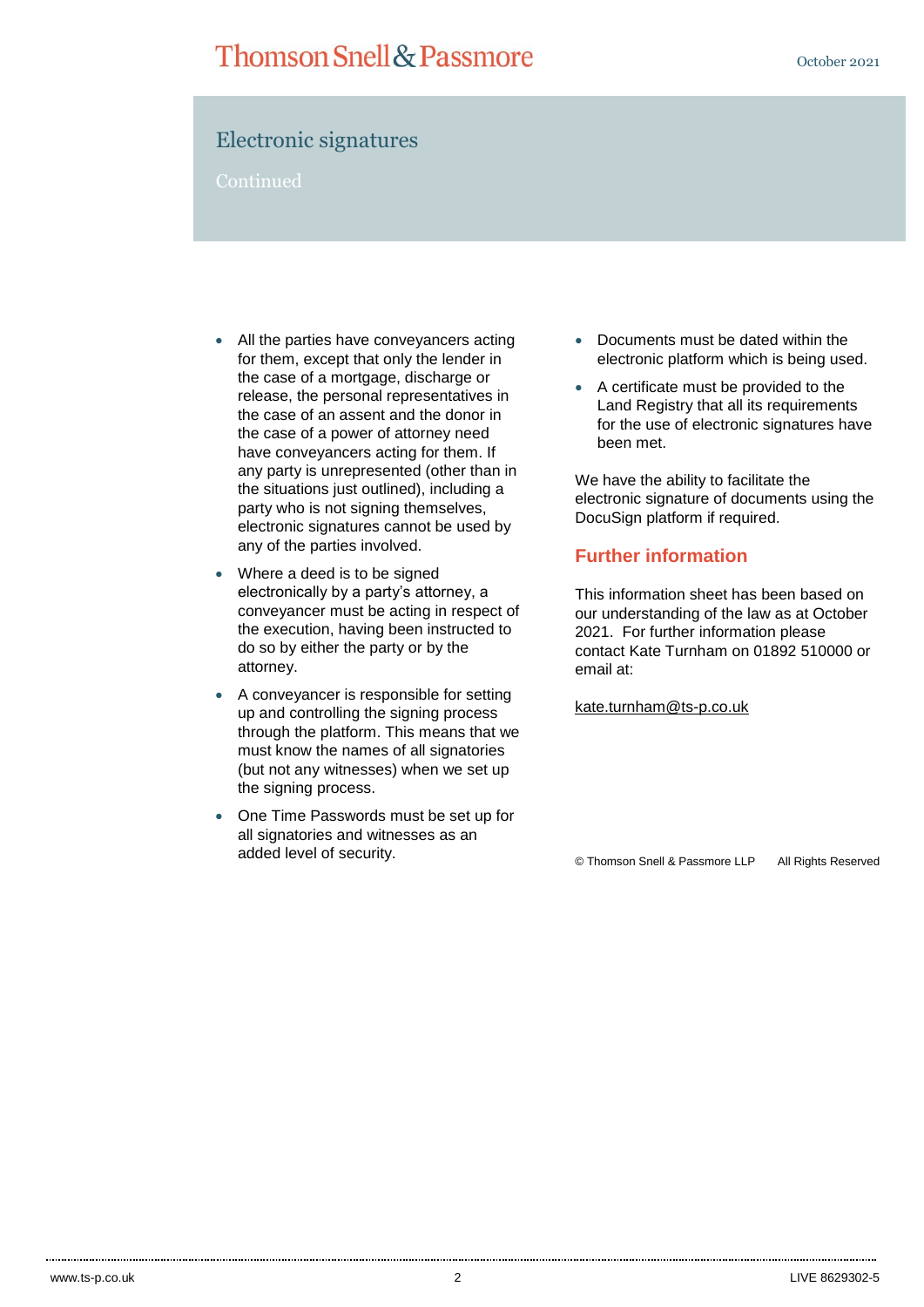## Electronic signatures

Continued

- All the parties have conveyancers acting for them, except that only the lender in the case of a mortgage, discharge or release, the personal representatives in the case of an assent and the donor in the case of a power of attorney need have conveyancers acting for them. If any party is unrepresented (other than in the situations just outlined), including a party who is not signing themselves, electronic signatures cannot be used by any of the parties involved.
- Where a deed is to be signed electronically by a party's attorney, a conveyancer must be acting in respect of the execution, having been instructed to do so by either the party or by the attorney.
- A conveyancer is responsible for setting up and controlling the signing process through the platform. This means that we must know the names of all signatories (but not any witnesses) when we set up the signing process.
- One Time Passwords must be set up for all signatories and witnesses as an added level of security.
- Documents must be dated within the electronic platform which is being used.
- A certificate must be provided to the Land Registry that all its requirements for the use of electronic signatures have been met.

We have the ability to facilitate the electronic signature of documents using the DocuSign platform if required.

### Further information

This information sheet has been based on our understanding of the law as at October 2021. For further information please contact Kate Turnham on 01892 510000 or email at:

kate.turnham@ts-p.co.uk

© Thomson Snell & Passmore LLP All Rights Reserved